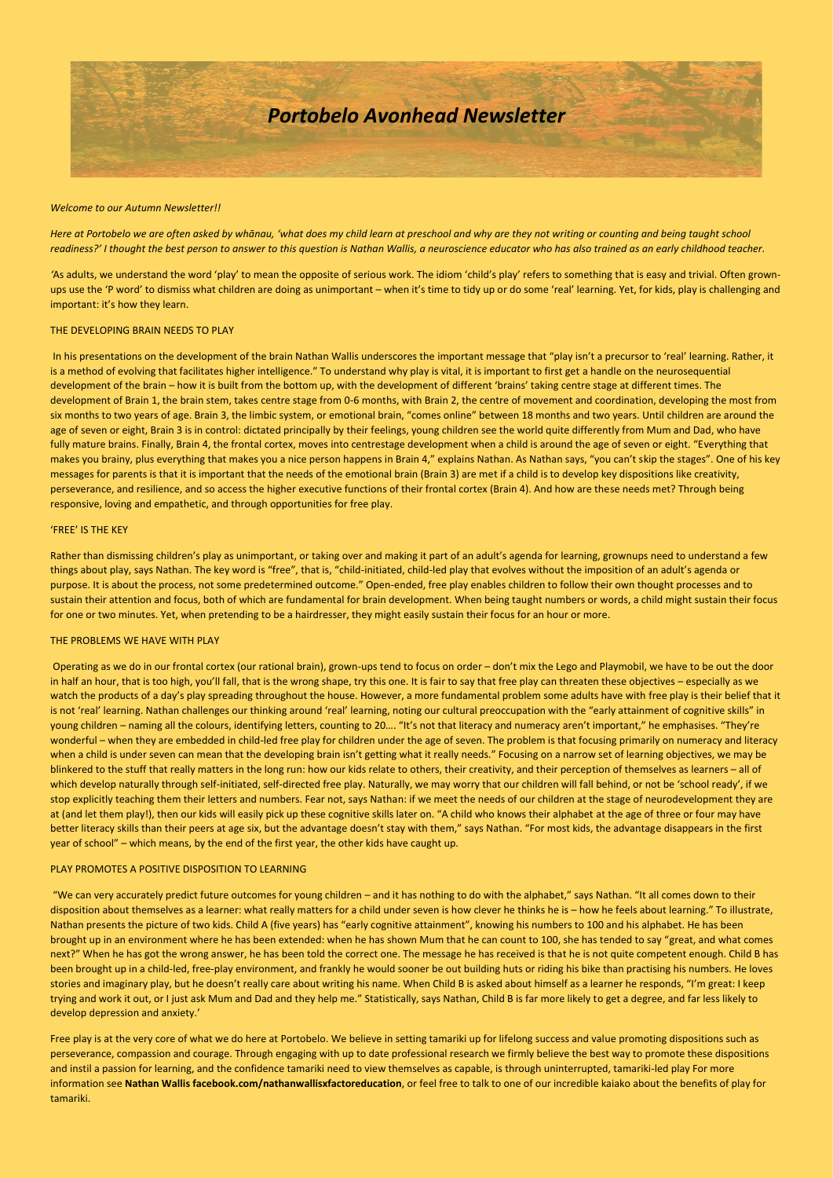# *Portobelo Avonhead Newsletter*

*Welcome to our Autumn Newsletter!!*

*Here at Portobelo we are often asked by whānau, 'what does my child learn at preschool and why are they not writing or counting and being taught school readiness?' I thought the best person to answer to this question is Nathan Wallis, a neuroscience educator who has also trained as an early childhood teacher.*

'As adults, we understand the word 'play' to mean the opposite of serious work. The idiom 'child's play' refers to something that is easy and trivial. Often grown-ups use the 'P word' to dismiss what children are doing as unimportant – when it's time to tidy up or do some 'real' learning. Yet, for kids, play is challenging and important: it's how they learn.

## THE DEVELOPING BRAIN NEEDS TO PLAY

In his presentations on the development of the brain Nathan Wallis underscores the important message that "play isn't a precursor to 'real' learning. Rather, it is a method of evolving that facilitates higher intelligence." To understand why play is vital, it is important to first get a handle on the neurosequential development of the brain – how it is built from the bottom up, with the development of different 'brains' taking centre stage at different times. The development of Brain 1, the brain stem, takes centre stage from 0-6 months, with Brain 2, the centre of movement and coordination, developing the most from six months to two years of age. Brain 3, the limbic system, or emotional brain, "comes online" between 18 months and two years. Until children are around the age of seven or eight, Brain 3 is in control: dictated principally by their feelings, young children see the world quite differently from Mum and Dad, who have fully mature brains. Finally, Brain 4, the frontal cortex, moves into centrestage development when a child is around the age of seven or eight. "Everything that makes you brainy, plus everything that makes you a nice person happens in Brain 4," explains Nathan. As Nathan says, "you can't skip the stages". One of his key messages for parents is that it is important that the needs of the emotional brain (Brain 3) are met if a child is to develop key dispositions like creativity, perseverance, and resilience, and so access the higher executive functions of their frontal cortex (Brain 4). And how are these needs met? Through being responsive, loving and empathetic, and through opportunities for free play.

## 'FREE' IS THE KEY

Rather than dismissing children's play as unimportant, or taking over and making it part of an adult's agenda for learning, grownups need to understand a few things about play, says Nathan. The key word is "free", that is, "child-initiated, child-led play that evolves without the imposition of an adult's agenda or purpose. It is about the process, not some predetermined outcome." Open-ended, free play enables children to follow their own thought processes and to sustain their attention and focus, both of which are fundamental for brain development. When being taught numbers or words, a child might sustain their focus for one or two minutes. Yet, when pretending to be a hairdresser, they might easily sustain their focus for an hour or more.

## THE PROBLEMS WE HAVE WITH PLAY

Operating as we do in our frontal cortex (our rational brain), grown-ups tend to focus on order – don't mix the Lego and Playmobil, we have to be out the door in half an hour, that is too high, you'll fall, that is the wrong shape, try this one. It is fair to say that free play can threaten these objectives – especially as we watch the products of a day's play spreading throughout the house. However, a more fundamental problem some adults have with free play is their belief that it is not 'real' learning. Nathan challenges our thinking around 'real' learning, noting our cultural preoccupation with the "early attainment of cognitive skills" in young children – naming all the colours, identifying letters, counting to 20…. "It's not that literacy and numeracy aren't important," he emphasises. "They're wonderful – when they are embedded in child-led free play for children under the age of seven. The problem is that focusing primarily on numeracy and literacy when a child is under seven can mean that the developing brain isn't getting what it really needs." Focusing on a narrow set of learning objectives, we may be blinkered to the stuff that really matters in the long run: how our kids relate to others, their creativity, and their perception of themselves as learners – all of which develop naturally through self-initiated, self-directed free play. Naturally, we may worry that our children will fall behind, or not be 'school ready', if we stop explicitly teaching them their letters and numbers. Fear not, says Nathan: if we meet the needs of our children at the stage of neurodevelopment they are at (and let them play!), then our kids will easily pick up these cognitive skills later on. "A child who knows their alphabet at the age of three or four may have better literacy skills than their peers at age six, but the advantage doesn't stay with them," says Nathan. "For most kids, the advantage disappears in the first year of school" – which means, by the end of the first year, the other kids have caught up.

## PLAY PROMOTES A POSITIVE DISPOSITION TO LEARNING

"We can very accurately predict future outcomes for young children – and it has nothing to do with the alphabet," says Nathan. "It all comes down to their disposition about themselves as a learner: what really matters for a child under seven is how clever he thinks he is – how he feels about learning." To illustrate, Nathan presents the picture of two kids. Child A (five years) has "early cognitive attainment", knowing his numbers to 100 and his alphabet. He has been brought up in an environment where he has been extended: when he has shown Mum that he can count to 100, she has tended to say "great, and what comes next?" When he has got the wrong answer, he has been told the correct one. The message he has received is that he is not quite competent enough. Child B has been brought up in a child-led, free-play environment, and frankly he would sooner be out building huts or riding his bike than practising his numbers. He loves stories and imaginary play, but he doesn't really care about writing his name. When Child B is asked about himself as a learner he responds, "I'm great: I keep trying and work it out, or I just ask Mum and Dad and they help me." Statistically, says Nathan, Child B is far more likely to get a degree, and far less likely to develop depression and anxiety.'

Free play is at the very core of what we do here at Portobelo. We believe in setting tamariki up for lifelong success and value promoting dispositions such as perseverance, compassion and courage. Through engaging with up to date professional research we firmly believe the best way to promote these dispositions and instil a passion for learning, and the confidence tamariki need to view themselves as capable, is through uninterrupted, tamariki-led play For more information see **Nathan Wallis facebook.com/nathanwallisxfactoreducation**, or feel free to talk to one of our incredible kaiako about the benefits of play for tamariki.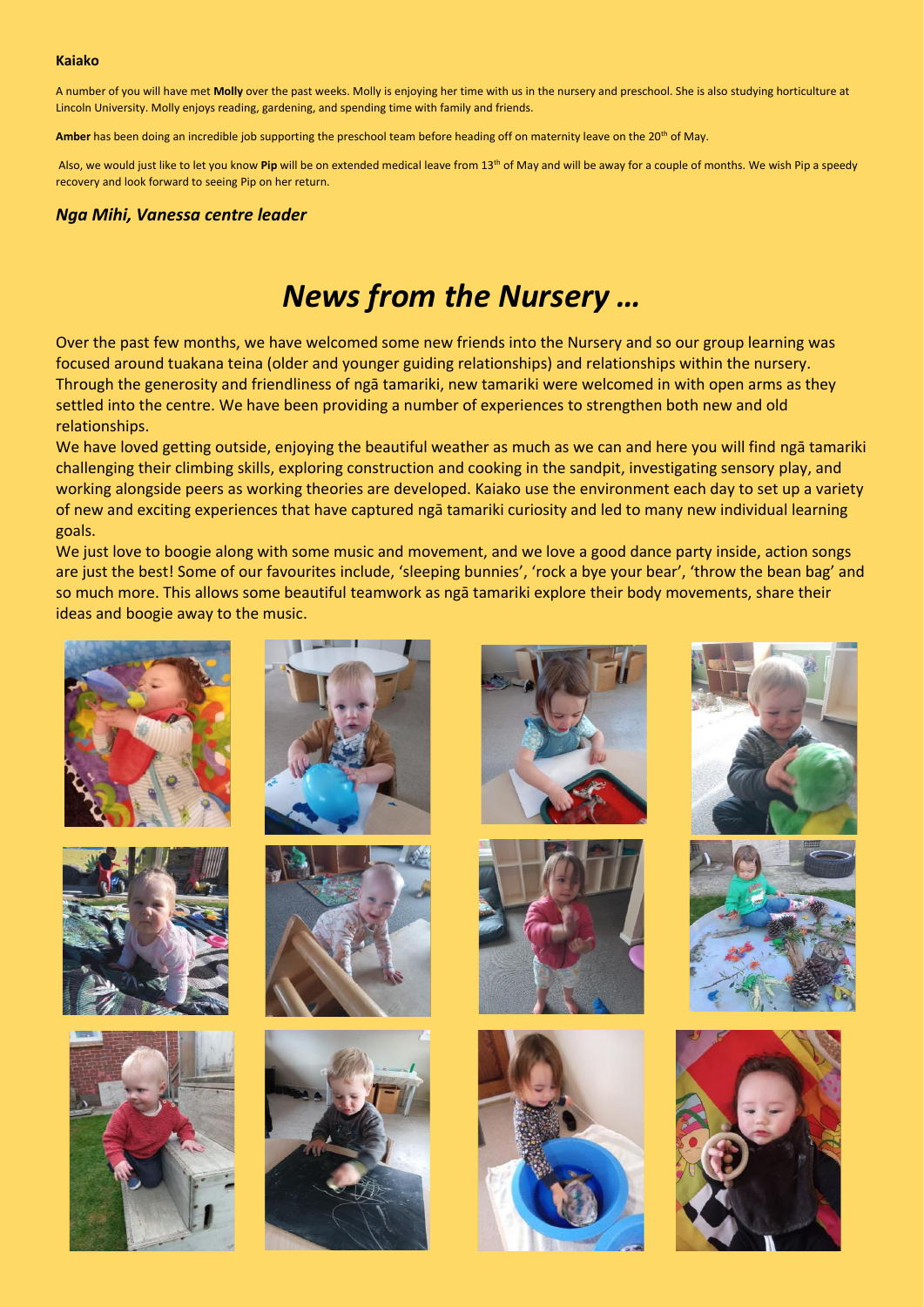**Kaiako**

A number of you will have met **Molly** over the past weeks. Molly is enjoying her time with us in the nursery and preschool. She is also studying horticulture at Lincoln University. Molly enjoys reading, gardening, and spending time with family and friends.

**Amber** has been doing an incredible job supporting the preschool team before heading off on maternity leave on the 20th of May.

Also, we would just like to let you know **Pip** will be on extended medical leave from 13th of May and will be away for a couple of months. We wish Pip a speedy recovery and look forward to seeing Pip on her return.

***Nga Mihi, Vanessa centre leader***

# *News from the Nursery …*

Over the past few months, we have welcomed some new friends into the Nursery and so our group learning was focused around tuakana teina (older and younger guiding relationships) and relationships within the nursery. Through the generosity and friendliness of ngā tamariki, new tamariki were welcomed in with open arms as they settled into the centre. We have been providing a number of experiences to strengthen both new and old relationships.

We have loved getting outside, enjoying the beautiful weather as much as we can and here you will find ngā tamariki challenging their climbing skills, exploring construction and cooking in the sandpit, investigating sensory play, and working alongside peers as working theories are developed. Kaiako use the environment each day to set up a variety of new and exciting experiences that have captured ngā tamariki curiosity and led to many new individual learning goals.

We just love to boogie along with some music and movement, and we love a good dance party inside, action songs are just the best! Some of our favourites include, 'sleeping bunnies', 'rock a bye your bear', 'throw the bean bag' and so much more. This allows some beautiful teamwork as ngā tamariki explore their body movements, share their ideas and boogie away to the music.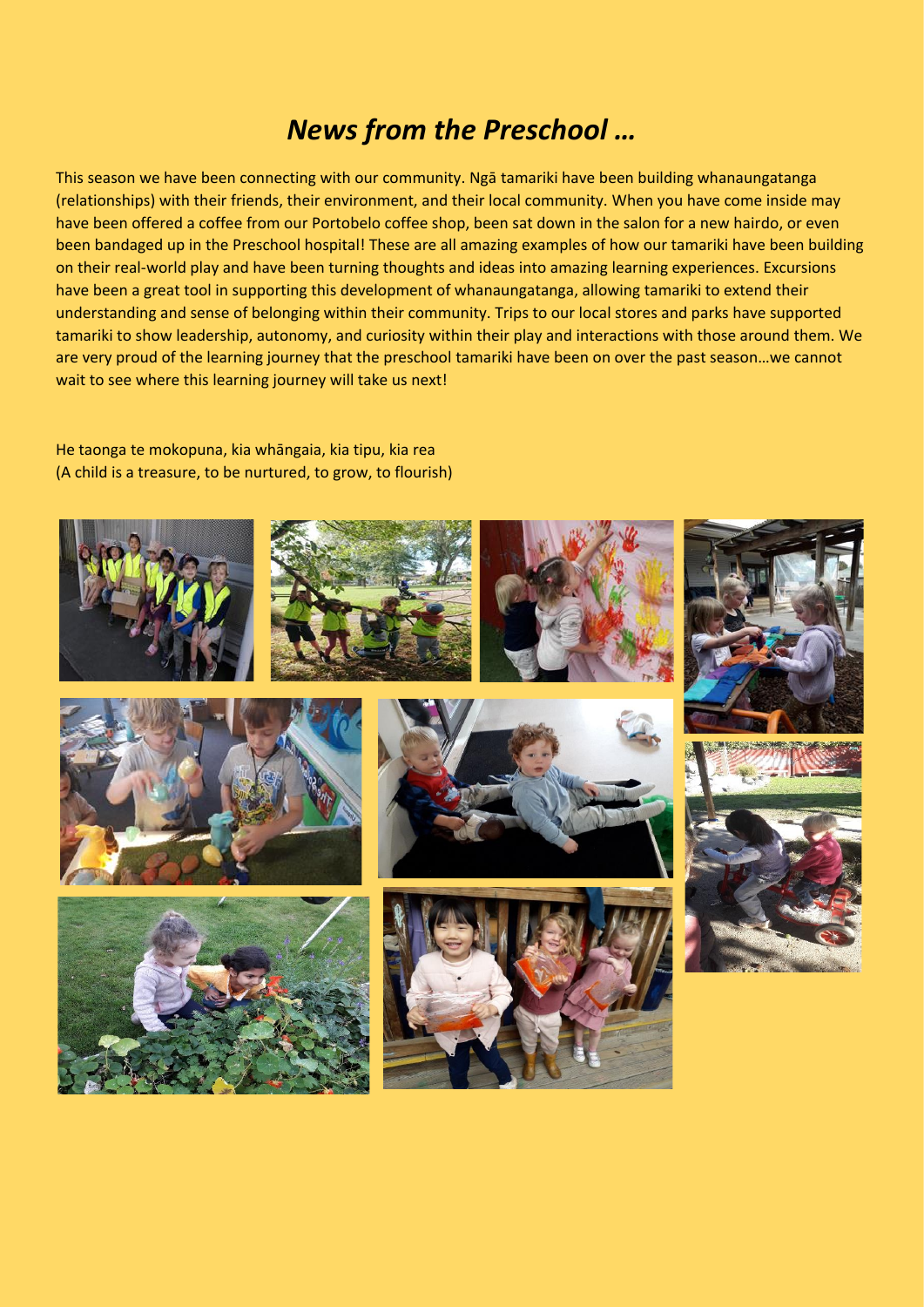# *News from the Preschool …*

This season we have been connecting with our community. Ngā tamariki have been building whanaungatanga (relationships) with their friends, their environment, and their local community. When you have come inside may have been offered a coffee from our Portobelo coffee shop, been sat down in the salon for a new hairdo, or even been bandaged up in the Preschool hospital! These are all amazing examples of how our tamariki have been building on their real-world play and have been turning thoughts and ideas into amazing learning experiences. Excursions have been a great tool in supporting this development of whanaungatanga, allowing tamariki to extend their understanding and sense of belonging within their community. Trips to our local stores and parks have supported tamariki to show leadership, autonomy, and curiosity within their play and interactions with those around them. We are very proud of the learning journey that the preschool tamariki have been on over the past season…we cannot wait to see where this learning journey will take us next!

He taonga te mokopuna, kia whāngaia, kia tipu, kia rea
(A child is a treasure, to be nurtured, to grow, to flourish)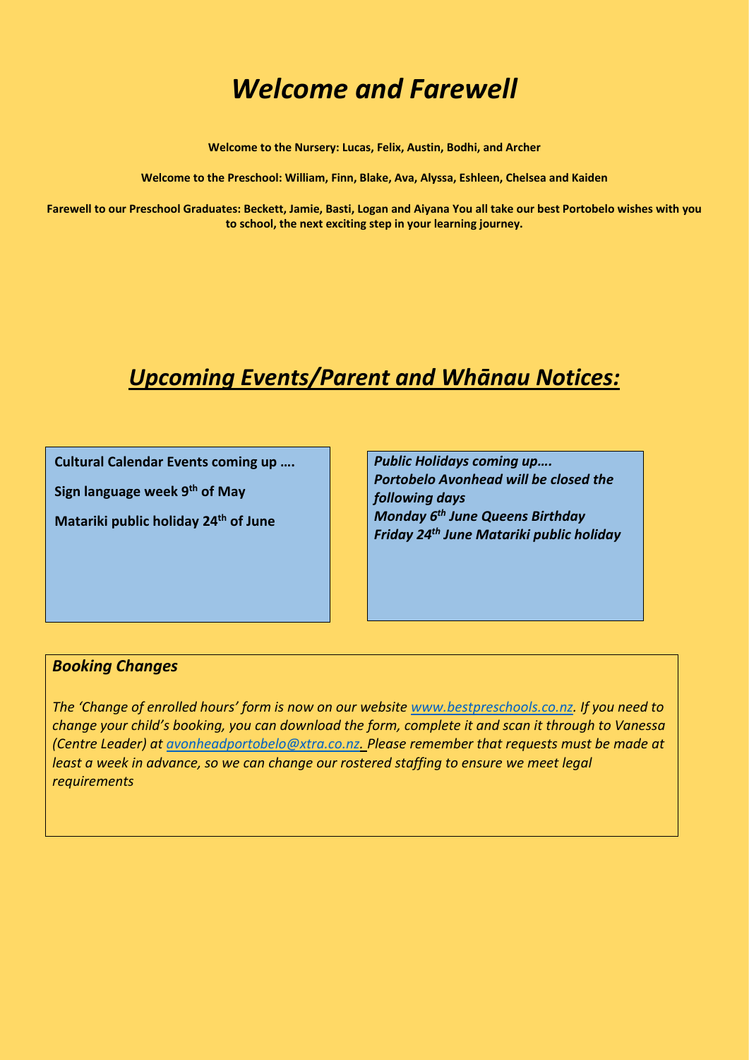# *Welcome and Farewell*

**Welcome to the Nursery: Lucas, Felix, Austin, Bodhi, and Archer**

**Welcome to the Preschool: William, Finn, Blake, Ava, Alyssa, Eshleen, Chelsea and Kaiden**

**Farewell to our Preschool Graduates: Beckett, Jamie, Basti, Logan and Aiyana You all take our best Portobelo wishes with you to school, the next exciting step in your learning journey.**

## ***Upcoming Events/Parent and Whānau Notices:***

**Cultural Calendar Events coming up ….**

**Sign language week 9th of May**

**Matariki public holiday 24th of June**

***Public Holidays coming up….***
***Portobelo Avonhead will be closed the following days***
***Monday 6th June Queens Birthday***
***Friday 24th June Matariki public holiday***

### ***Booking Changes***

*The 'Change of enrolled hours' form is now on our website www.bestpreschools.co.nz. If you need to change your child's booking, you can download the form, complete it and scan it through to Vanessa (Centre Leader) at avonheadportobelo@xtra.co.nz. Please remember that requests must be made at least a week in advance, so we can change our rostered staffing to ensure we meet legal requirements*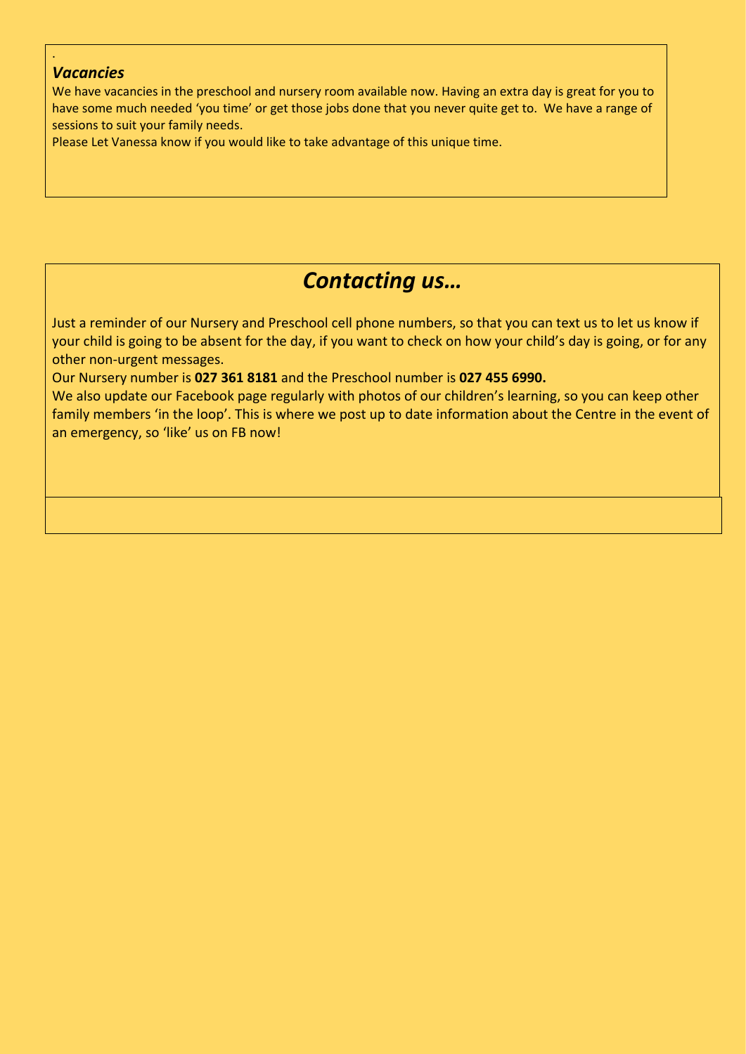.

### *Vacancies*

We have vacancies in the preschool and nursery room available now. Having an extra day is great for you to have some much needed 'you time' or get those jobs done that you never quite get to. We have a range of sessions to suit your family needs.

Please Let Vanessa know if you would like to take advantage of this unique time.

## *Contacting us…*

Just a reminder of our Nursery and Preschool cell phone numbers, so that you can text us to let us know if your child is going to be absent for the day, if you want to check on how your child's day is going, or for any other non-urgent messages.

Our Nursery number is **027 361 8181** and the Preschool number is **027 455 6990.**

We also update our Facebook page regularly with photos of our children's learning, so you can keep other family members 'in the loop'. This is where we post up to date information about the Centre in the event of an emergency, so 'like' us on FB now!